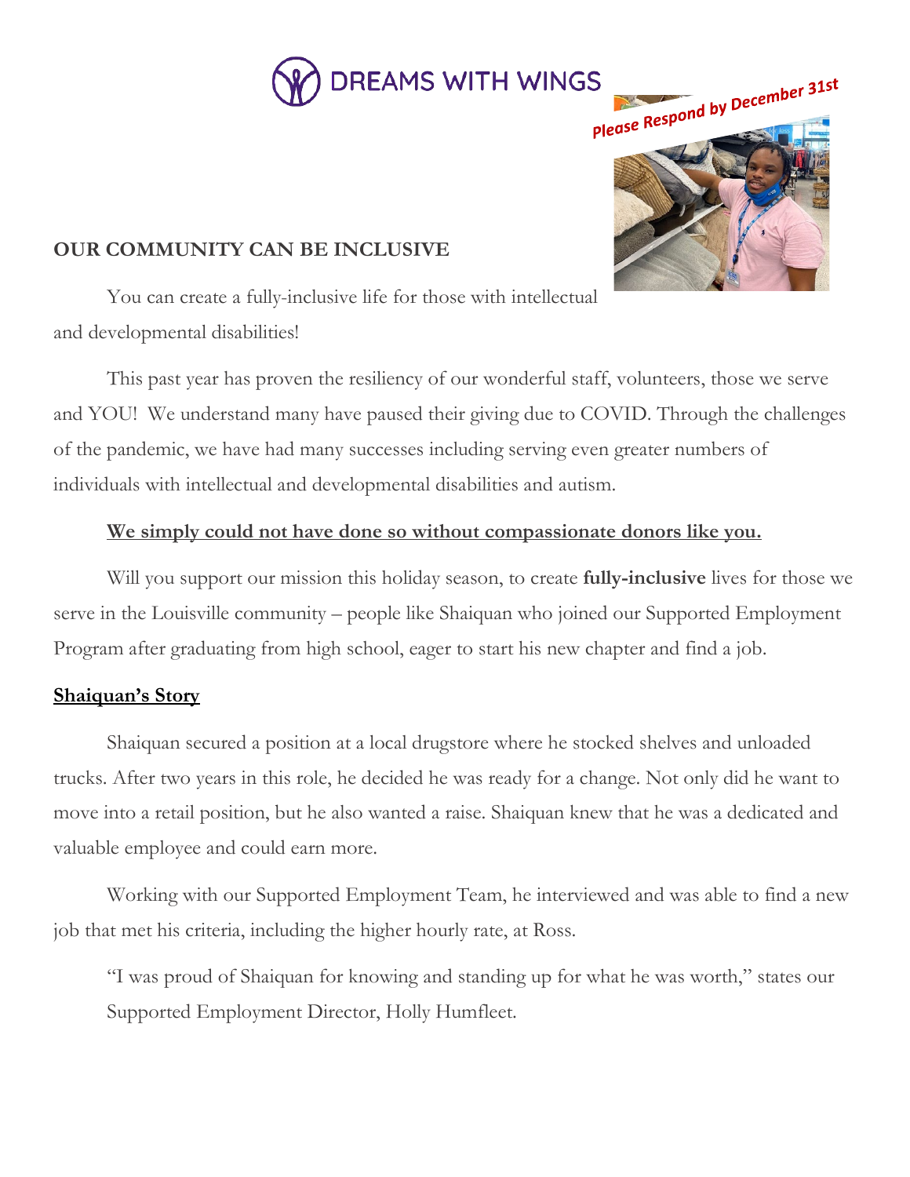DREAMS WITH WINGS

*Please Respond by December 31st*

**OUR COMMUNITY CAN BE INCLUSIVE**

You can create a fully-inclusive life for those with intellectual and developmental disabilities!

This past year has proven the resiliency of our wonderful staff, volunteers, those we serve and YOU! We understand many have paused their giving due to COVID. Through the challenges of the pandemic, we have had many successes including serving even greater numbers of individuals with intellectual and developmental disabilities and autism.

**We simply could not have done so without compassionate donors like you.**

Will you support our mission this holiday season, to create **fully-inclusive** lives for those we serve in the Louisville community – people like Shaiquan who joined our Supported Employment Program after graduating from high school, eager to start his new chapter and find a job.

**Shaiquan's Story**

Shaiquan secured a position at a local drugstore where he stocked shelves and unloaded trucks. After two years in this role, he decided he was ready for a change. Not only did he want to move into a retail position, but he also wanted a raise. Shaiquan knew that he was a dedicated and valuable employee and could earn more.

Working with our Supported Employment Team, he interviewed and was able to find a new job that met his criteria, including the higher hourly rate, at Ross.

> "I was proud of Shaiquan for knowing and standing up for what he was worth," states our Supported Employment Director, Holly Humfleet.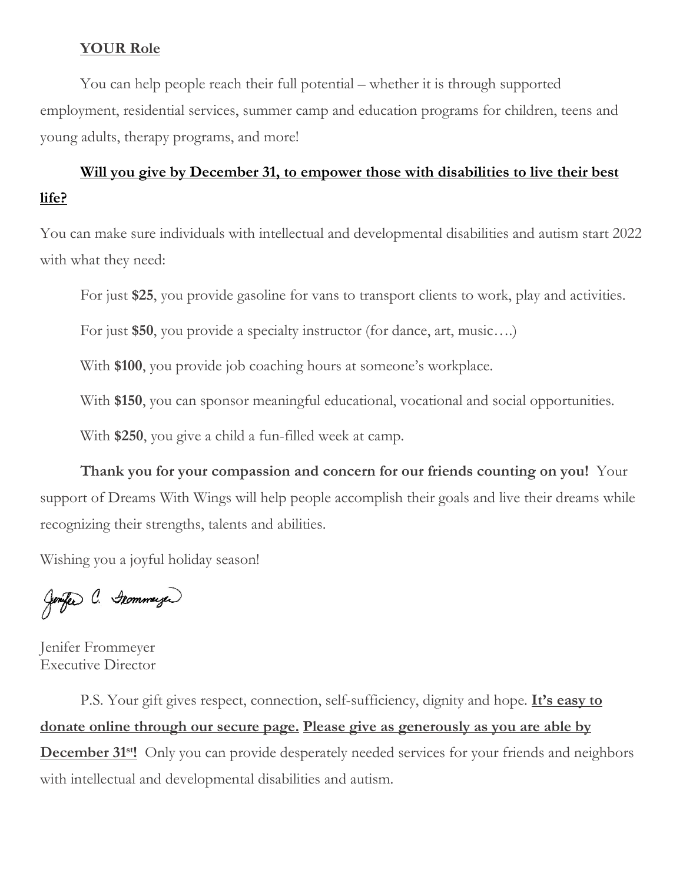**YOUR Role**

You can help people reach their full potential – whether it is through supported employment, residential services, summer camp and education programs for children, teens and young adults, therapy programs, and more!

**Will you give by December 31, to empower those with disabilities to live their best life?**

You can make sure individuals with intellectual and developmental disabilities and autism start 2022 with what they need:

For just **$25**, you provide gasoline for vans to transport clients to work, play and activities.

For just **$50**, you provide a specialty instructor (for dance, art, music….)

With **$100**, you provide job coaching hours at someone's workplace.

With **$150**, you can sponsor meaningful educational, vocational and social opportunities.

With **$250**, you give a child a fun-filled week at camp.

**Thank you for your compassion and concern for our friends counting on you!** Your support of Dreams With Wings will help people accomplish their goals and live their dreams while recognizing their strengths, talents and abilities.

Wishing you a joyful holiday season!

Jenifer C. Frommeyer

Jenifer Frommeyer
Executive Director

P.S. Your gift gives respect, connection, self-sufficiency, dignity and hope. **It's easy to donate online through our secure page. Please give as generously as you are able by December 31st!** Only you can provide desperately needed services for your friends and neighbors with intellectual and developmental disabilities and autism.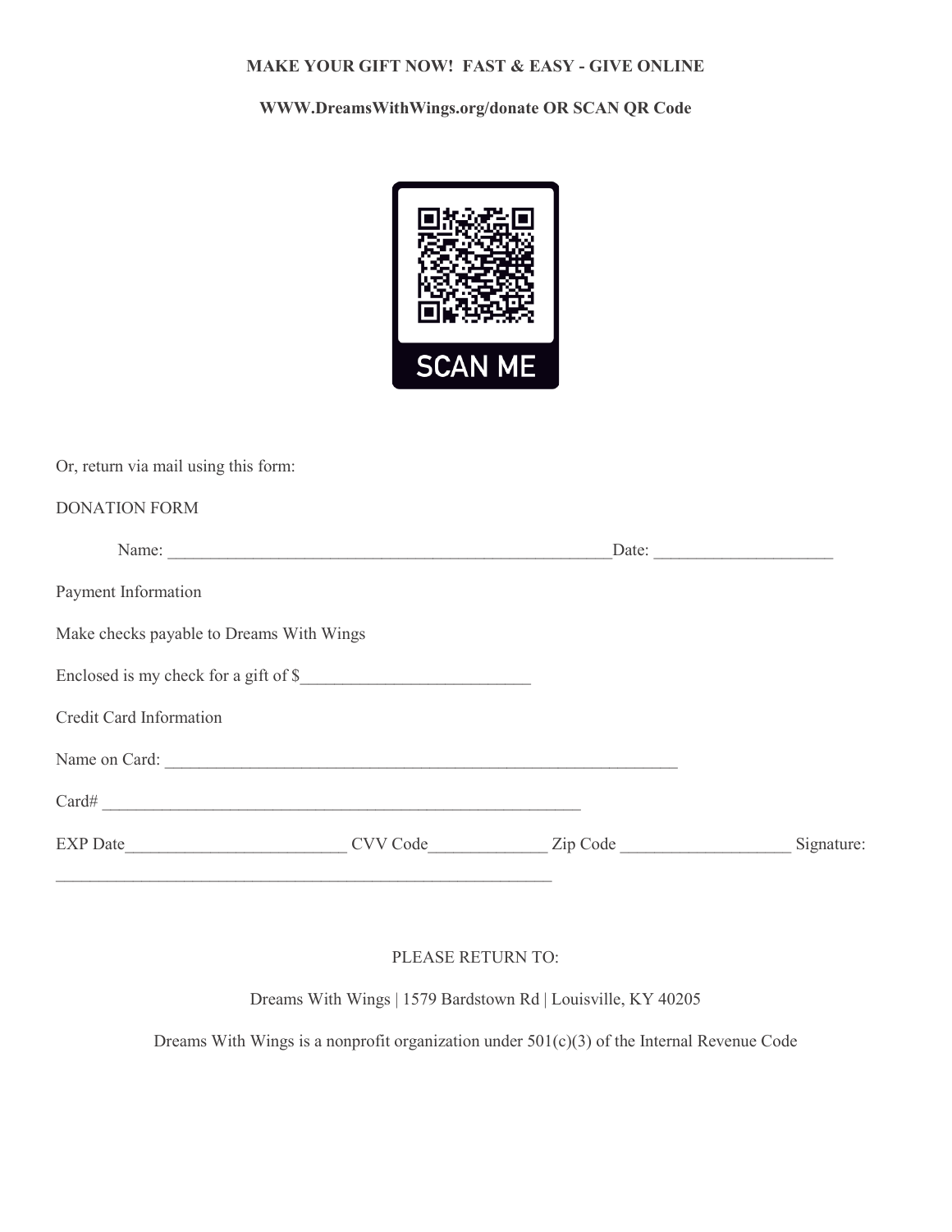**MAKE YOUR GIFT NOW! FAST & EASY - GIVE ONLINE**

**WWW.DreamsWithWings.org/donate OR SCAN QR Code**

SCAN ME

Or, return via mail using this form:

DONATION FORM

Name: ______________________________________________________Date: ____________________

Payment Information

Make checks payable to Dreams With Wings

Enclosed is my check for a gift of $__________________________

Credit Card Information

Name on Card: ______________________________________________________________

Card# ___________________________________________________________

EXP Date_________________________ CVV Code_____________ Zip Code ___________________ Signature: ____________________________________________________________

PLEASE RETURN TO:

Dreams With Wings | 1579 Bardstown Rd | Louisville, KY 40205

Dreams With Wings is a nonprofit organization under 501(c)(3) of the Internal Revenue Code